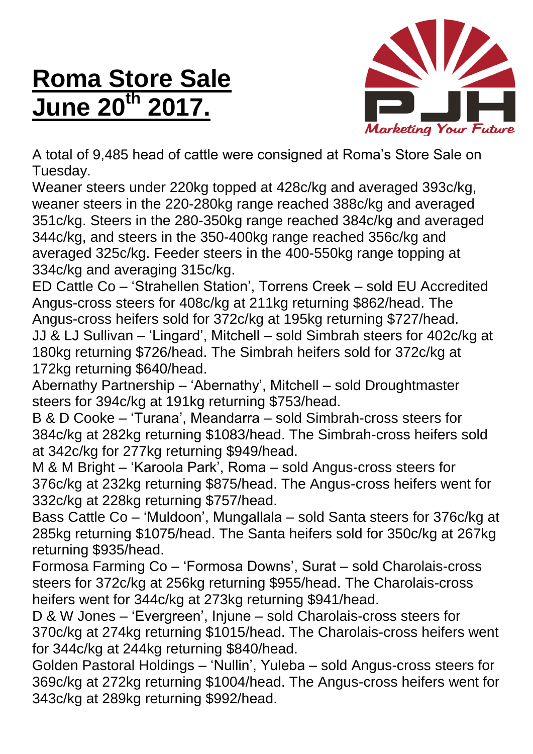# Roma Store Sale June 20th 2017.

PJH *Marketing Your Future*

A total of 9,485 head of cattle were consigned at Roma's Store Sale on Tuesday.

Weaner steers under 220kg topped at 428c/kg and averaged 393c/kg, weaner steers in the 220-280kg range reached 388c/kg and averaged 351c/kg. Steers in the 280-350kg range reached 384c/kg and averaged 344c/kg, and steers in the 350-400kg range reached 356c/kg and averaged 325c/kg. Feeder steers in the 400-550kg range topping at 334c/kg and averaging 315c/kg.

ED Cattle Co – 'Strahellen Station', Torrens Creek – sold EU Accredited Angus-cross steers for 408c/kg at 211kg returning $862/head. The Angus-cross heifers sold for 372c/kg at 195kg returning $727/head.

JJ & LJ Sullivan – 'Lingard', Mitchell – sold Simbrah steers for 402c/kg at 180kg returning $726/head. The Simbrah heifers sold for 372c/kg at 172kg returning $640/head.

Abernathy Partnership – 'Abernathy', Mitchell – sold Droughtmaster steers for 394c/kg at 191kg returning $753/head.

B & D Cooke – 'Turana', Meandarra – sold Simbrah-cross steers for 384c/kg at 282kg returning $1083/head. The Simbrah-cross heifers sold at 342c/kg for 277kg returning $949/head.

M & M Bright – 'Karoola Park', Roma – sold Angus-cross steers for 376c/kg at 232kg returning $875/head. The Angus-cross heifers went for 332c/kg at 228kg returning $757/head.

Bass Cattle Co – 'Muldoon', Mungallala – sold Santa steers for 376c/kg at 285kg returning $1075/head. The Santa heifers sold for 350c/kg at 267kg returning $935/head.

Formosa Farming Co – 'Formosa Downs', Surat – sold Charolais-cross steers for 372c/kg at 256kg returning $955/head. The Charolais-cross heifers went for 344c/kg at 273kg returning $941/head.

D & W Jones – 'Evergreen', Injune – sold Charolais-cross steers for 370c/kg at 274kg returning $1015/head. The Charolais-cross heifers went for 344c/kg at 244kg returning $840/head.

Golden Pastoral Holdings – 'Nullin', Yuleba – sold Angus-cross steers for 369c/kg at 272kg returning $1004/head. The Angus-cross heifers went for 343c/kg at 289kg returning $992/head.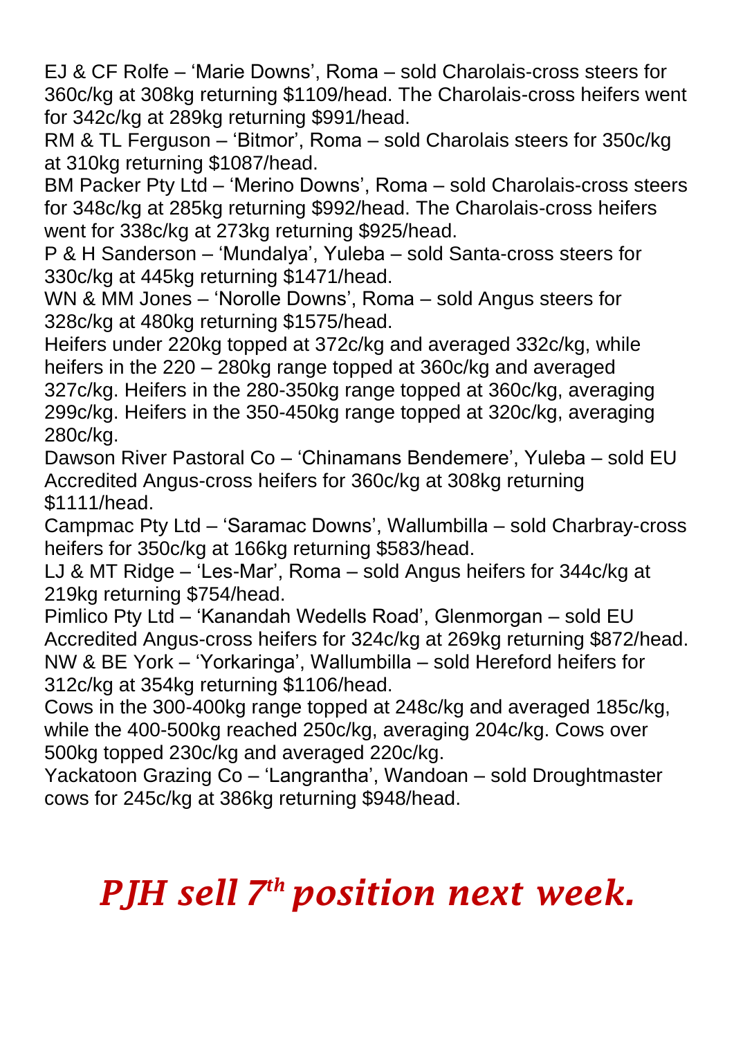EJ & CF Rolfe – 'Marie Downs', Roma – sold Charolais-cross steers for 360c/kg at 308kg returning $1109/head. The Charolais-cross heifers went for 342c/kg at 289kg returning $991/head.

RM & TL Ferguson – 'Bitmor', Roma – sold Charolais steers for 350c/kg at 310kg returning $1087/head.

BM Packer Pty Ltd – 'Merino Downs', Roma – sold Charolais-cross steers for 348c/kg at 285kg returning $992/head. The Charolais-cross heifers went for 338c/kg at 273kg returning $925/head.

P & H Sanderson – 'Mundalya', Yuleba – sold Santa-cross steers for 330c/kg at 445kg returning $1471/head.

WN & MM Jones – 'Norolle Downs', Roma – sold Angus steers for 328c/kg at 480kg returning $1575/head.

Heifers under 220kg topped at 372c/kg and averaged 332c/kg, while heifers in the 220 – 280kg range topped at 360c/kg and averaged 327c/kg. Heifers in the 280-350kg range topped at 360c/kg, averaging 299c/kg. Heifers in the 350-450kg range topped at 320c/kg, averaging 280c/kg.

Dawson River Pastoral Co – 'Chinamans Bendemere', Yuleba – sold EU Accredited Angus-cross heifers for 360c/kg at 308kg returning $1111/head.

Campmac Pty Ltd – 'Saramac Downs', Wallumbilla – sold Charbray-cross heifers for 350c/kg at 166kg returning $583/head.

LJ & MT Ridge – 'Les-Mar', Roma – sold Angus heifers for 344c/kg at 219kg returning $754/head.

Pimlico Pty Ltd – 'Kanandah Wedells Road', Glenmorgan – sold EU Accredited Angus-cross heifers for 324c/kg at 269kg returning $872/head.

NW & BE York – 'Yorkaringa', Wallumbilla – sold Hereford heifers for 312c/kg at 354kg returning $1106/head.

Cows in the 300-400kg range topped at 248c/kg and averaged 185c/kg, while the 400-500kg reached 250c/kg, averaging 204c/kg. Cows over 500kg topped 230c/kg and averaged 220c/kg.

Yackatoon Grazing Co – 'Langrantha', Wandoan – sold Droughtmaster cows for 245c/kg at 386kg returning $948/head.

***PJH sell 7th position next week.***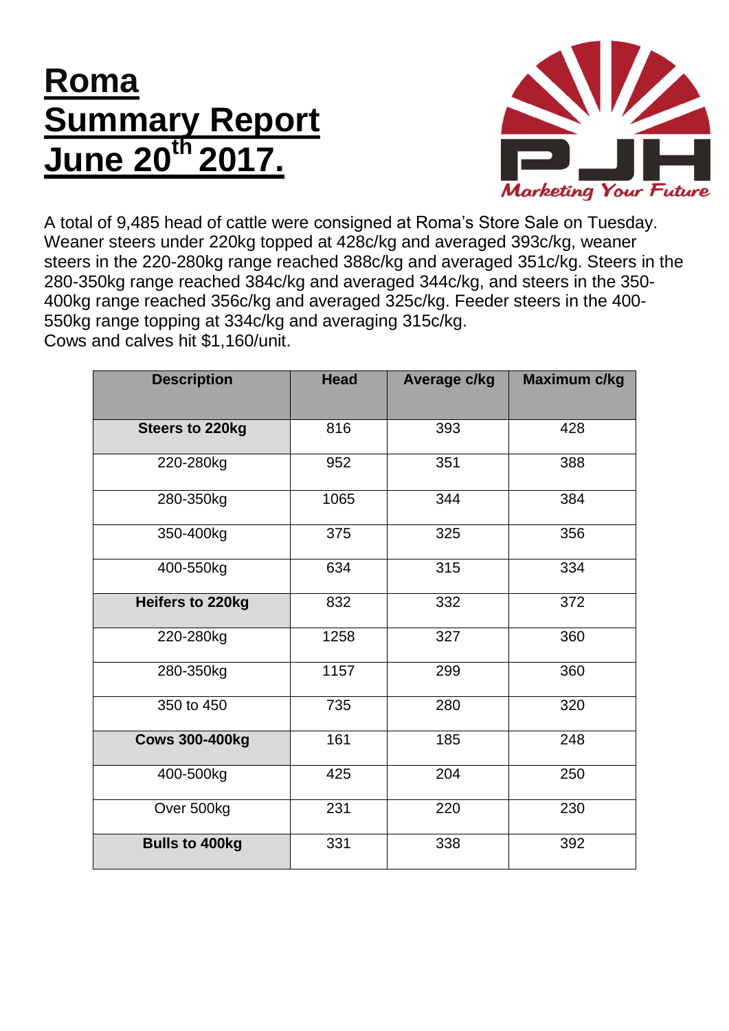# Roma Summary Report June 20th 2017.

A total of 9,485 head of cattle were consigned at Roma's Store Sale on Tuesday. Weaner steers under 220kg topped at 428c/kg and averaged 393c/kg, weaner steers in the 220-280kg range reached 388c/kg and averaged 351c/kg. Steers in the 280-350kg range reached 384c/kg and averaged 344c/kg, and steers in the 350-400kg range reached 356c/kg and averaged 325c/kg. Feeder steers in the 400-550kg range topping at 334c/kg and averaging 315c/kg.
Cows and calves hit $1,160/unit.

| Description | Head | Average c/kg | Maximum c/kg |
|---|---|---|---|
| **Steers to 220kg** | 816 | 393 | 428 |
| 220-280kg | 952 | 351 | 388 |
| 280-350kg | 1065 | 344 | 384 |
| 350-400kg | 375 | 325 | 356 |
| 400-550kg | 634 | 315 | 334 |
| **Heifers to 220kg** | 832 | 332 | 372 |
| 220-280kg | 1258 | 327 | 360 |
| 280-350kg | 1157 | 299 | 360 |
| 350 to 450 | 735 | 280 | 320 |
| **Cows 300-400kg** | 161 | 185 | 248 |
| 400-500kg | 425 | 204 | 250 |
| Over 500kg | 231 | 220 | 230 |
| **Bulls to 400kg** | 331 | 338 | 392 |